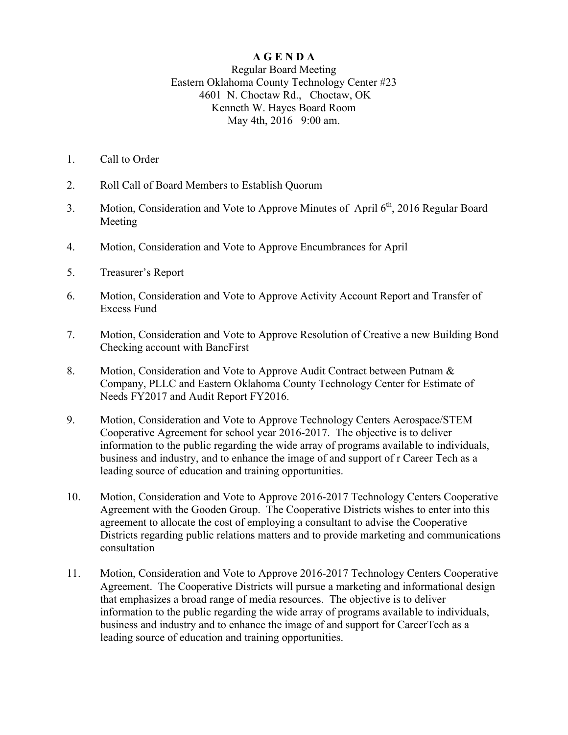# A G E N D A

Regular Board Meeting
Eastern Oklahoma County Technology Center #23
4601 N. Choctaw Rd., Choctaw, OK
Kenneth W. Hayes Board Room
May 4th, 2016 9:00 am.

1. Call to Order

2. Roll Call of Board Members to Establish Quorum

3. Motion, Consideration and Vote to Approve Minutes of April 6th, 2016 Regular Board Meeting

4. Motion, Consideration and Vote to Approve Encumbrances for April

5. Treasurer's Report

6. Motion, Consideration and Vote to Approve Activity Account Report and Transfer of Excess Fund

7. Motion, Consideration and Vote to Approve Resolution of Creative a new Building Bond Checking account with BancFirst

8. Motion, Consideration and Vote to Approve Audit Contract between Putnam & Company, PLLC and Eastern Oklahoma County Technology Center for Estimate of Needs FY2017 and Audit Report FY2016.

9. Motion, Consideration and Vote to Approve Technology Centers Aerospace/STEM Cooperative Agreement for school year 2016-2017. The objective is to deliver information to the public regarding the wide array of programs available to individuals, business and industry, and to enhance the image of and support of r Career Tech as a leading source of education and training opportunities.

10. Motion, Consideration and Vote to Approve 2016-2017 Technology Centers Cooperative Agreement with the Gooden Group. The Cooperative Districts wishes to enter into this agreement to allocate the cost of employing a consultant to advise the Cooperative Districts regarding public relations matters and to provide marketing and communications consultation

11. Motion, Consideration and Vote to Approve 2016-2017 Technology Centers Cooperative Agreement. The Cooperative Districts will pursue a marketing and informational design that emphasizes a broad range of media resources. The objective is to deliver information to the public regarding the wide array of programs available to individuals, business and industry and to enhance the image of and support for CareerTech as a leading source of education and training opportunities.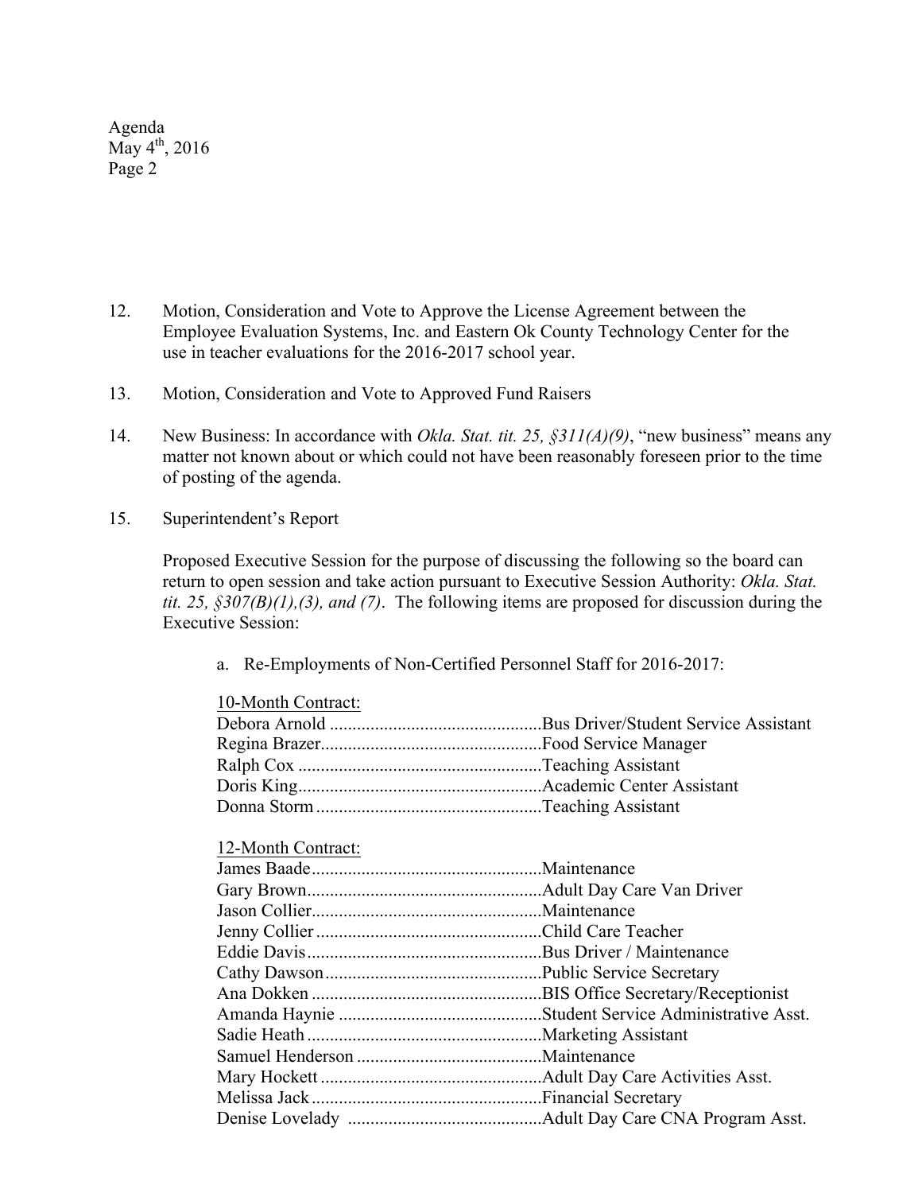12. Motion, Consideration and Vote to Approve the License Agreement between the Employee Evaluation Systems, Inc. and Eastern Ok County Technology Center for the use in teacher evaluations for the 2016-2017 school year.

13. Motion, Consideration and Vote to Approved Fund Raisers

14. New Business: In accordance with *Okla. Stat. tit. 25, §311(A)(9)*, "new business" means any matter not known about or which could not have been reasonably foreseen prior to the time of posting of the agenda.

15. Superintendent's Report

Proposed Executive Session for the purpose of discussing the following so the board can return to open session and take action pursuant to Executive Session Authority: *Okla. Stat. tit. 25, §307(B)(1),(3), and (7)*. The following items are proposed for discussion during the Executive Session:

a. Re-Employments of Non-Certified Personnel Staff for 2016-2017:

<u>10-Month Contract:</u>

Debora Arnold ............................................... Bus Driver/Student Service Assistant
Regina Brazer................................................. Food Service Manager
Ralph Cox ...................................................... Teaching Assistant
Doris King...................................................... Academic Center Assistant
Donna Storm .................................................. Teaching Assistant

<u>12-Month Contract:</u>

James Baade................................................... Maintenance
Gary Brown.................................................... Adult Day Care Van Driver
Jason Collier................................................... Maintenance
Jenny Collier .................................................. Child Care Teacher
Eddie Davis.................................................... Bus Driver / Maintenance
Cathy Dawson................................................ Public Service Secretary
Ana Dokken ................................................... BIS Office Secretary/Receptionist
Amanda Haynie ............................................. Student Service Administrative Asst.
Sadie Heath .................................................... Marketing Assistant
Samuel Henderson ......................................... Maintenance
Mary Hockett ................................................. Adult Day Care Activities Asst.
Melissa Jack ................................................... Financial Secretary
Denise Lovelady ........................................... Adult Day Care CNA Program Asst.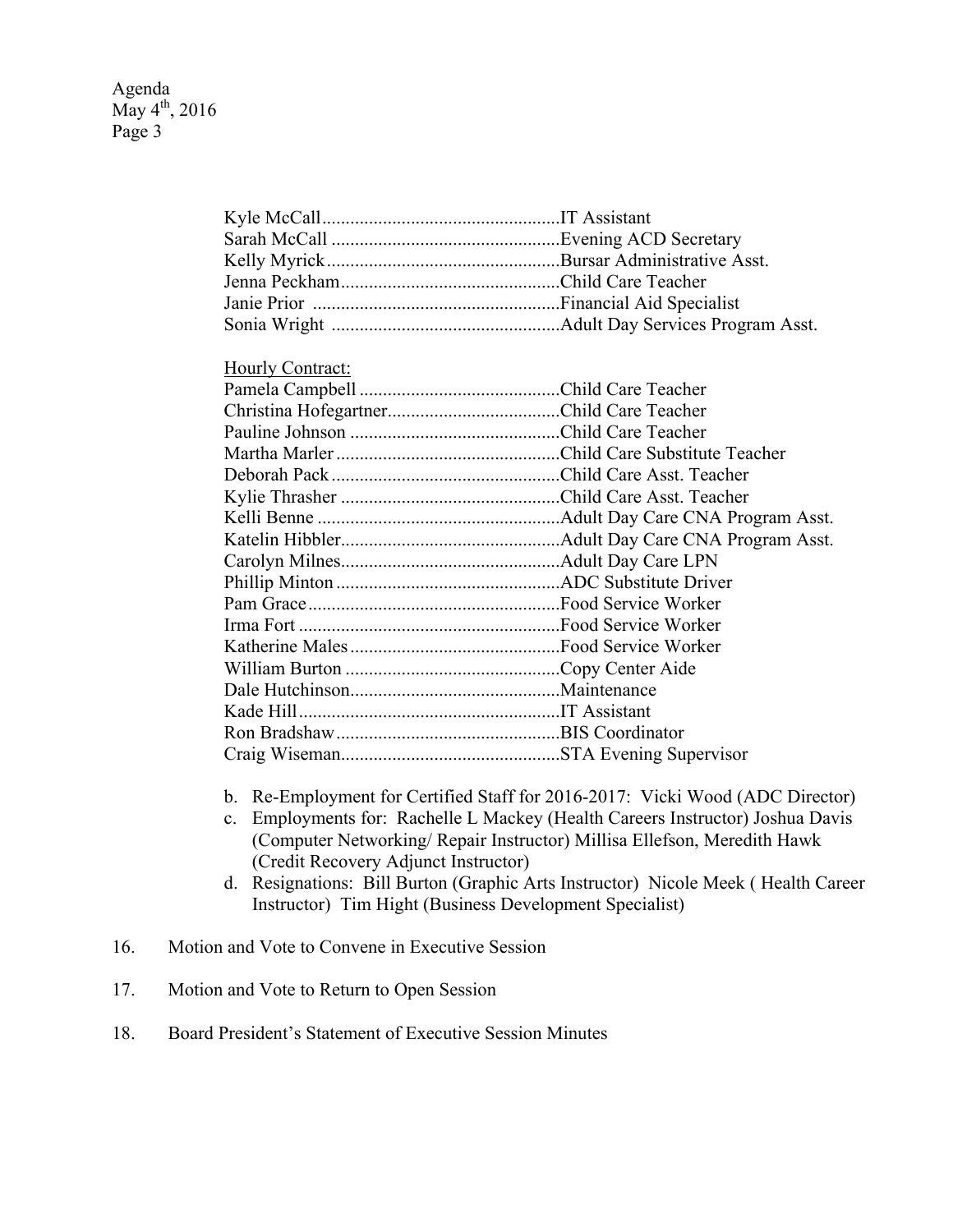Kyle McCall....................................................IT Assistant
Sarah McCall ..................................................Evening ACD Secretary
Kelly Myrick...................................................Bursar Administrative Asst.
Jenna Peckham...............................................Child Care Teacher
Janie Prior .....................................................Financial Aid Specialist
Sonia Wright ..................................................Adult Day Services Program Asst.

Hourly Contract:

Pamela Campbell ............................................Child Care Teacher
Christina Hofegartner......................................Child Care Teacher
Pauline Johnson ..............................................Child Care Teacher
Martha Marler .................................................Child Care Substitute Teacher
Deborah Pack ..................................................Child Care Asst. Teacher
Kylie Thrasher ................................................Child Care Asst. Teacher
Kelli Benne .....................................................Adult Day Care CNA Program Asst.
Katelin Hibbler................................................Adult Day Care CNA Program Asst.
Carolyn Milnes................................................Adult Day Care LPN
Phillip Minton .................................................ADC Substitute Driver
Pam Grace .......................................................Food Service Worker
Irma Fort .........................................................Food Service Worker
Katherine Males ..............................................Food Service Worker
William Burton ...............................................Copy Center Aide
Dale Hutchinson..............................................Maintenance
Kade Hill .........................................................IT Assistant
Ron Bradshaw .................................................BIS Coordinator
Craig Wiseman................................................STA Evening Supervisor

b. Re-Employment for Certified Staff for 2016-2017: Vicki Wood (ADC Director)
c. Employments for: Rachelle L Mackey (Health Careers Instructor) Joshua Davis (Computer Networking/ Repair Instructor) Millisa Ellefson, Meredith Hawk (Credit Recovery Adjunct Instructor)
d. Resignations: Bill Burton (Graphic Arts Instructor) Nicole Meek ( Health Career Instructor) Tim Hight (Business Development Specialist)

16. Motion and Vote to Convene in Executive Session

17. Motion and Vote to Return to Open Session

18. Board President's Statement of Executive Session Minutes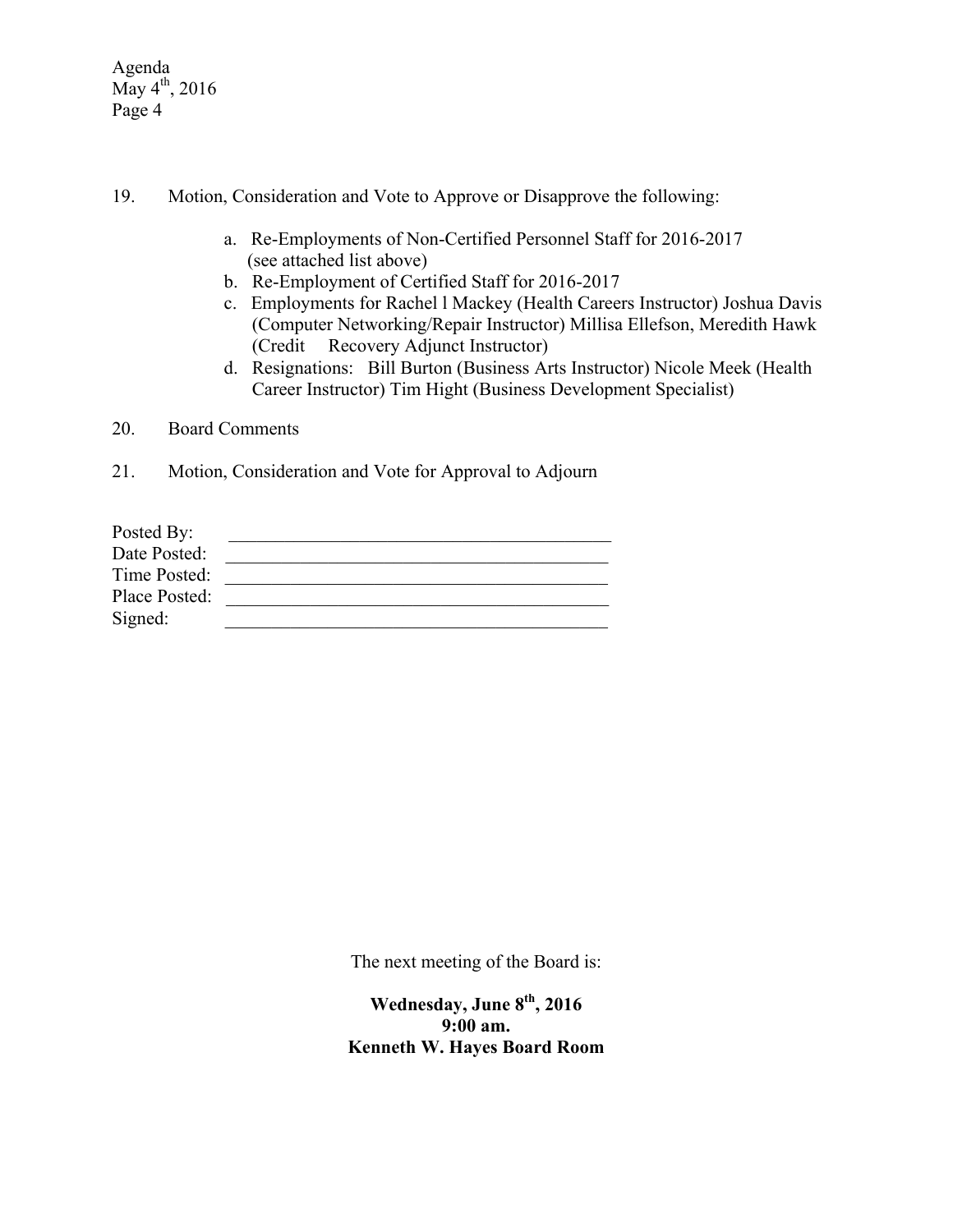19. Motion, Consideration and Vote to Approve or Disapprove the following:

    a. Re-Employments of Non-Certified Personnel Staff for 2016-2017 (see attached list above)
    b. Re-Employment of Certified Staff for 2016-2017
    c. Employments for Rachel l Mackey (Health Careers Instructor) Joshua Davis (Computer Networking/Repair Instructor) Millisa Ellefson, Meredith Hawk (Credit Recovery Adjunct Instructor)
    d. Resignations: Bill Burton (Business Arts Instructor) Nicole Meek (Health Career Instructor) Tim Hight (Business Development Specialist)

20. Board Comments

21. Motion, Consideration and Vote for Approval to Adjourn

Posted By: ______________________________

Date Posted: ______________________________

Time Posted: ______________________________

Place Posted: ______________________________

Signed: ______________________________

The next meeting of the Board is:

**Wednesday, June 8th, 2016**
**9:00 am.**
**Kenneth W. Hayes Board Room**